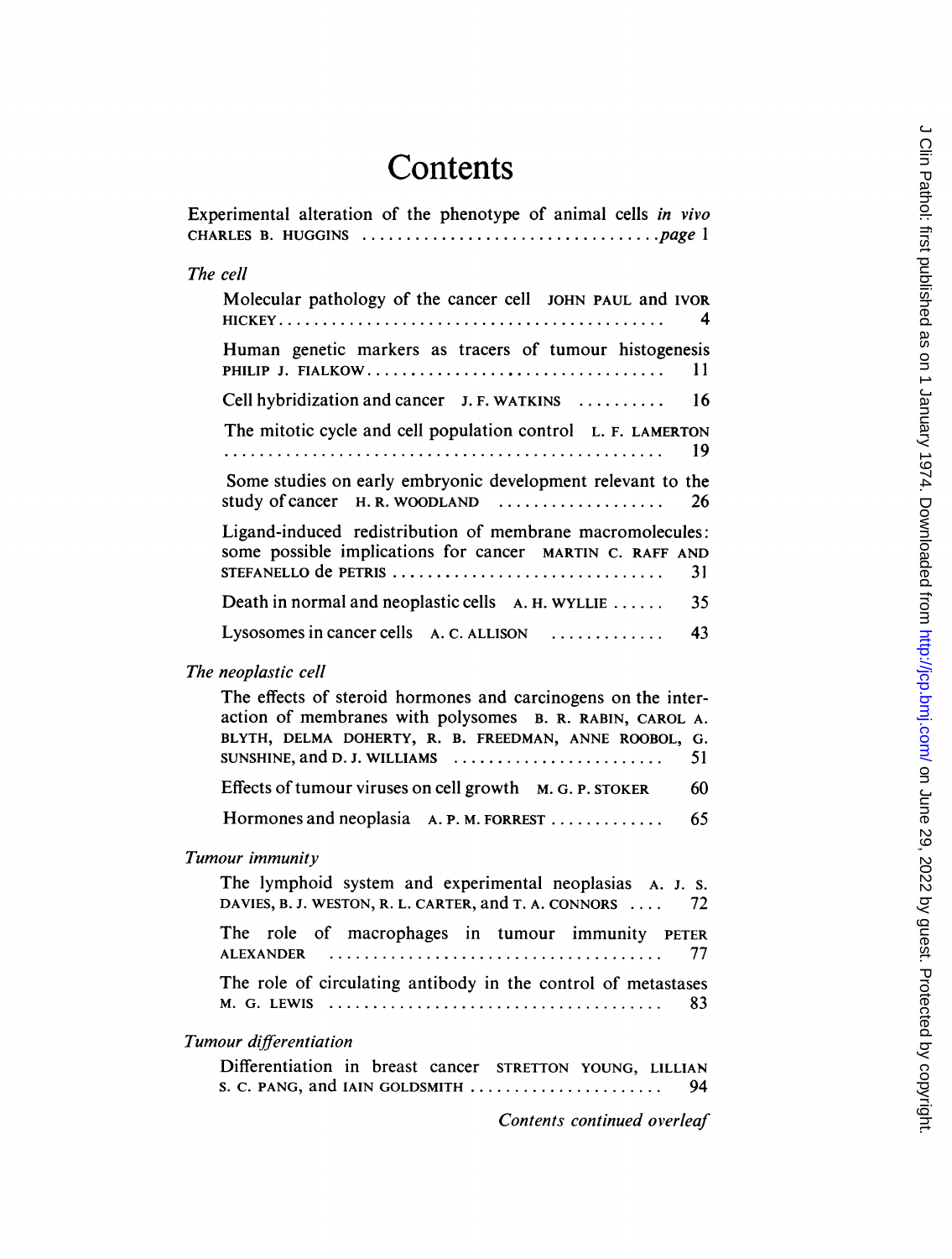# Contents

Experimental alteration of the phenotype of animal cells *in vivo* CHARLES B. HUGGINS .................................. *page* 1

*The cell*

Molecular pathology of the cancer cell JOHN PAUL and IVOR HICKEY ........................................... 4

Human genetic markers as tracers of tumour histogenesis PHILIP J. FIALKOW .................................. 11

Cell hybridization and cancer J. F. WATKINS .......... 16

The mitotic cycle and cell population control L. F. LAMERTON .................................................. 19

Some studies on early embryonic development relevant to the study of cancer H. R. WOODLAND ................... 26

Ligand-induced redistribution of membrane macromolecules: some possible implications for cancer MARTIN C. RAFF AND STEFANELLO de PETRIS ............................... 31

Death in normal and neoplastic cells A. H. WYLLIE ...... 35

Lysosomes in cancer cells A. C. ALLISON ............. 43

*The neoplastic cell*

The effects of steroid hormones and carcinogens on the interaction of membranes with polysomes B. R. RABIN, CAROL A. BLYTH, DELMA DOHERTY, R. B. FREEDMAN, ANNE ROOBOL, G. SUNSHINE, and D. J. WILLIAMS ........................ 51

Effects of tumour viruses on cell growth M. G. P. STOKER 60

Hormones and neoplasia A. P. M. FORREST ............. 65

*Tumour immunity*

The lymphoid system and experimental neoplasias A. J. S. DAVIES, B. J. WESTON, R. L. CARTER, and T. A. CONNORS .... 72

The role of macrophages in tumour immunity PETER ALEXANDER ..................................... 77

The role of circulating antibody in the control of metastases M. G. LEWIS ..................................... 83

*Tumour differentiation*

Differentiation in breast cancer STRETTON YOUNG, LILLIAN S. C. PANG, and IAIN GOLDSMITH ...................... 94

*Contents continued overleaf*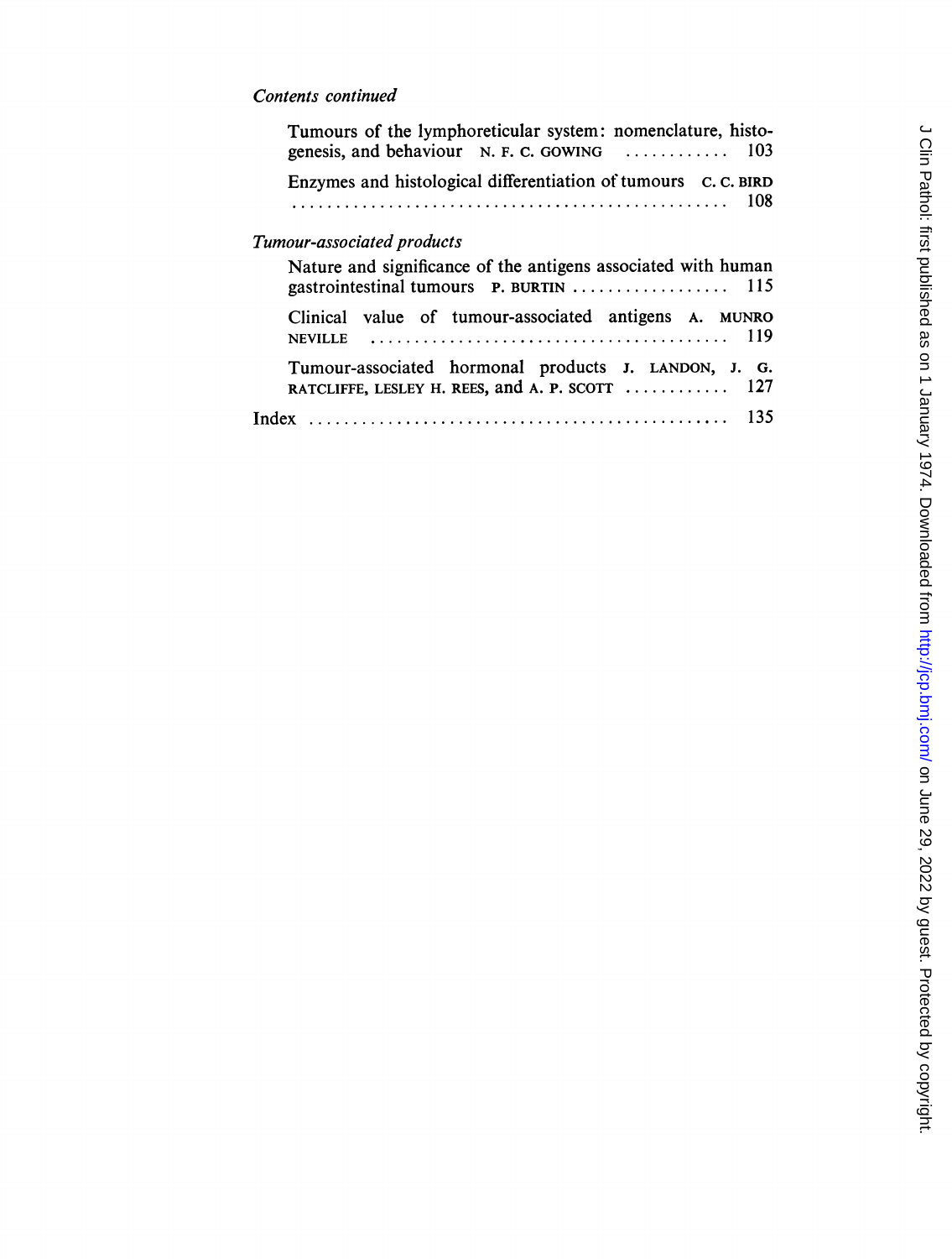*Contents continued*

Tumours of the lymphoreticular system: nomenclature, histogenesis, and behaviour N. F. C. GOWING ............ 103

Enzymes and histological differentiation of tumours C. C. BIRD ............................................... 108

*Tumour-associated products*

Nature and significance of the antigens associated with human gastrointestinal tumours P. BURTIN .................. 115

Clinical value of tumour-associated antigens A. MUNRO NEVILLE ........................................ 119

Tumour-associated hormonal products J. LANDON, J. G. RATCLIFFE, LESLEY H. REES, and A. P. SCOTT ............ 127

Index ................................................ 135